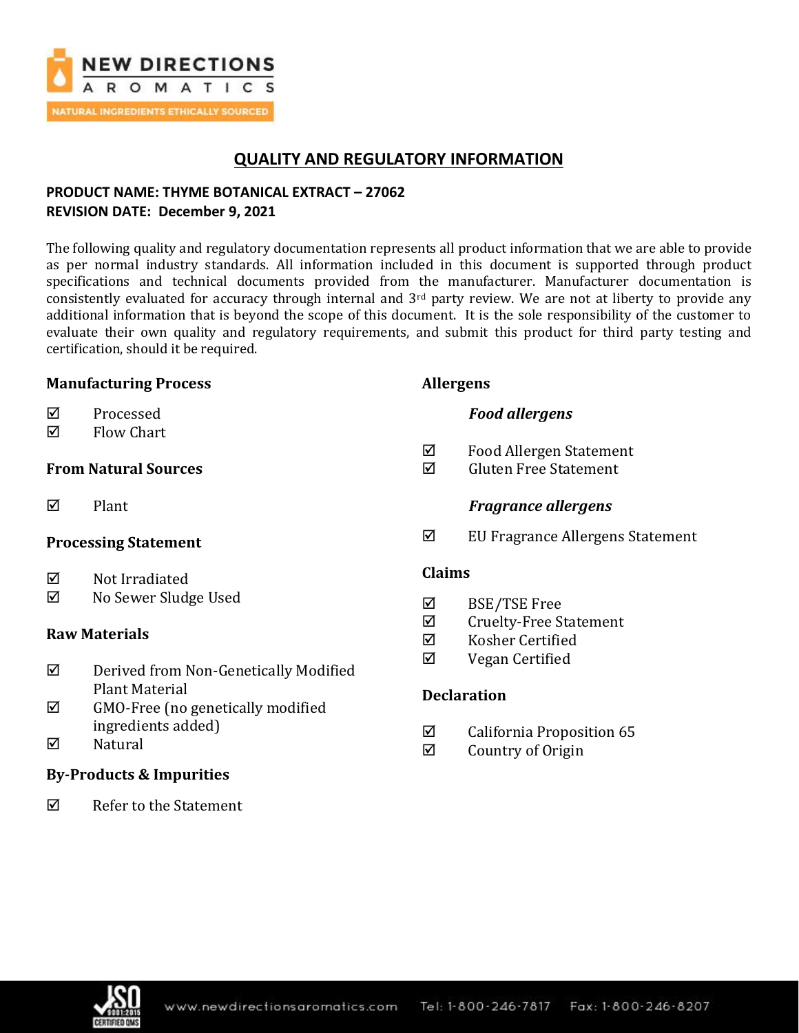## QUALITY AND REGULATORY INFORMATION

**PRODUCT NAME: THYME BOTANICAL EXTRACT – 27062**
**REVISION DATE: December 9, 2021**

The following quality and regulatory documentation represents all product information that we are able to provide as per normal industry standards. All information included in this document is supported through product specifications and technical documents provided from the manufacturer. Manufacturer documentation is consistently evaluated for accuracy through internal and 3rd party review. We are not at liberty to provide any additional information that is beyond the scope of this document. It is the sole responsibility of the customer to evaluate their own quality and regulatory requirements, and submit this product for third party testing and certification, should it be required.

### Manufacturing Process

- ☑ Processed
- ☑ Flow Chart

### From Natural Sources

- ☑ Plant

### Processing Statement

- ☑ Not Irradiated
- ☑ No Sewer Sludge Used

### Raw Materials

- ☑ Derived from Non-Genetically Modified Plant Material
- ☑ GMO-Free (no genetically modified ingredients added)
- ☑ Natural

### By-Products & Impurities

- ☑ Refer to the Statement

### Allergens

***Food allergens***

- ☑ Food Allergen Statement
- ☑ Gluten Free Statement

***Fragrance allergens***

- ☑ EU Fragrance Allergens Statement

### Claims

- ☑ BSE/TSE Free
- ☑ Cruelty-Free Statement
- ☑ Kosher Certified
- ☑ Vegan Certified

### Declaration

- ☑ California Proposition 65
- ☑ Country of Origin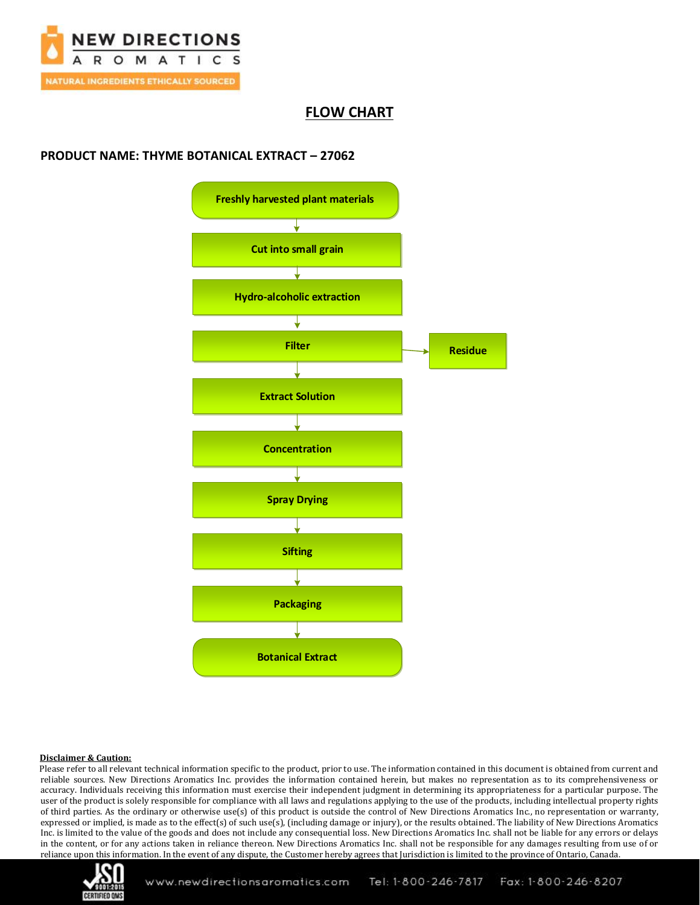# FLOW CHART

**PRODUCT NAME: THYME BOTANICAL EXTRACT – 27062**

- Freshly harvested plant materials
- ↓
- Cut into small grain
- ↓
- Hydro-alcoholic extraction
- ↓
- Filter → Residue
- ↓
- Extract Solution
- ↓
- Concentration
- ↓
- Spray Drying
- ↓
- Sifting
- ↓
- Packaging
- ↓
- Botanical Extract

**Disclaimer & Caution:**

Please refer to all relevant technical information specific to the product, prior to use. The information contained in this document is obtained from current and reliable sources. New Directions Aromatics Inc. provides the information contained herein, but makes no representation as to its comprehensiveness or accuracy. Individuals receiving this information must exercise their independent judgment in determining its appropriateness for a particular purpose. The user of the product is solely responsible for compliance with all laws and regulations applying to the use of the products, including intellectual property rights of third parties. As the ordinary or otherwise use(s) of this product is outside the control of New Directions Aromatics Inc., no representation or warranty, expressed or implied, is made as to the effect(s) of such use(s), (including damage or injury), or the results obtained. The liability of New Directions Aromatics Inc. is limited to the value of the goods and does not include any consequential loss. New Directions Aromatics Inc. shall not be liable for any errors or delays in the content, or for any actions taken in reliance thereon. New Directions Aromatics Inc. shall not be responsible for any damages resulting from use of or reliance upon this information. In the event of any dispute, the Customer hereby agrees that Jurisdiction is limited to the province of Ontario, Canada.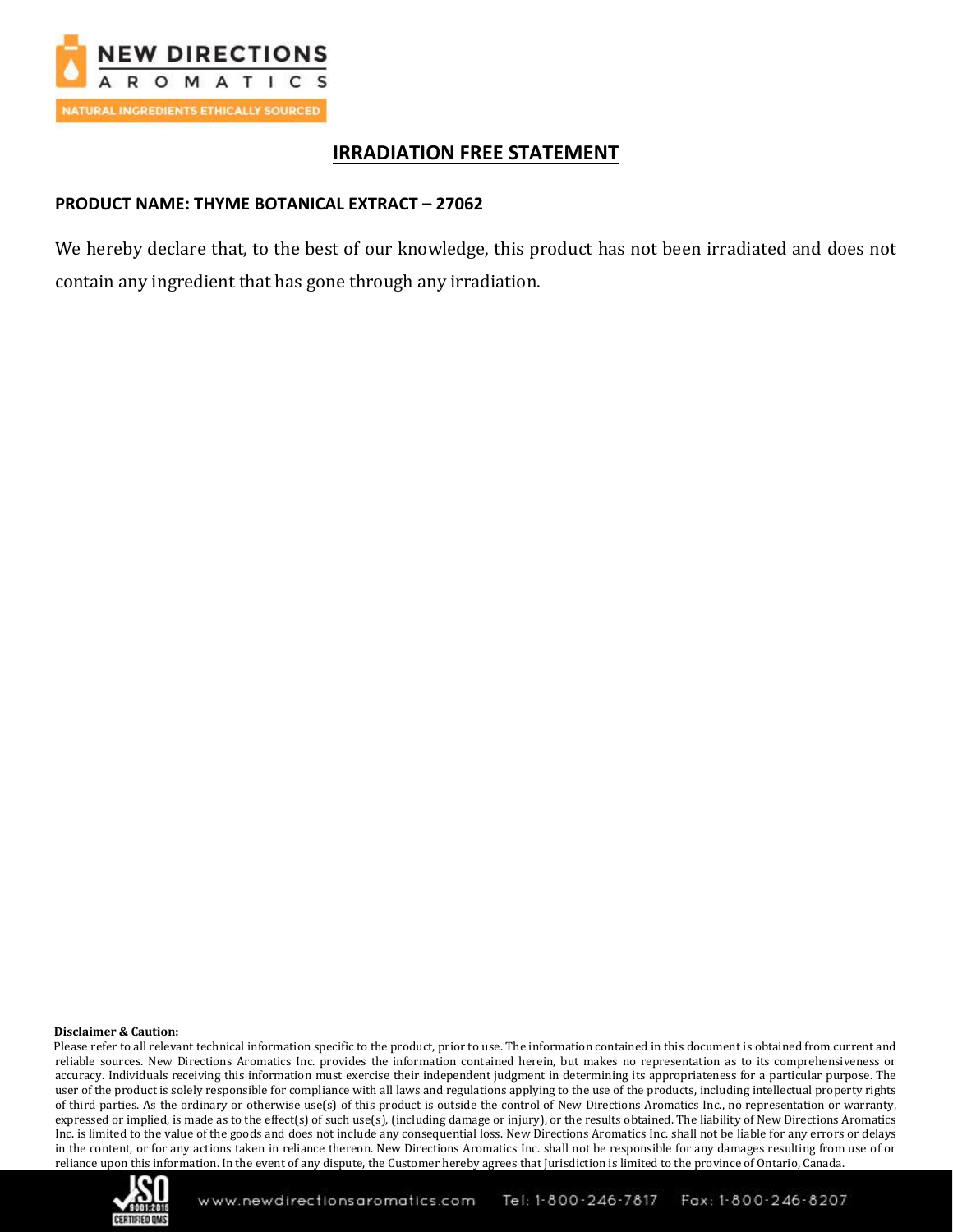# IRRADIATION FREE STATEMENT

**PRODUCT NAME: THYME BOTANICAL EXTRACT – 27062**

We hereby declare that, to the best of our knowledge, this product has not been irradiated and does not contain any ingredient that has gone through any irradiation.

**Disclaimer & Caution:**

Please refer to all relevant technical information specific to the product, prior to use. The information contained in this document is obtained from current and reliable sources. New Directions Aromatics Inc. provides the information contained herein, but makes no representation as to its comprehensiveness or accuracy. Individuals receiving this information must exercise their independent judgment in determining its appropriateness for a particular purpose. The user of the product is solely responsible for compliance with all laws and regulations applying to the use of the products, including intellectual property rights of third parties. As the ordinary or otherwise use(s) of this product is outside the control of New Directions Aromatics Inc., no representation or warranty, expressed or implied, is made as to the effect(s) of such use(s), (including damage or injury), or the results obtained. The liability of New Directions Aromatics Inc. is limited to the value of the goods and does not include any consequential loss. New Directions Aromatics Inc. shall not be liable for any errors or delays in the content, or for any actions taken in reliance thereon. New Directions Aromatics Inc. shall not be responsible for any damages resulting from use of or reliance upon this information. In the event of any dispute, the Customer hereby agrees that Jurisdiction is limited to the province of Ontario, Canada.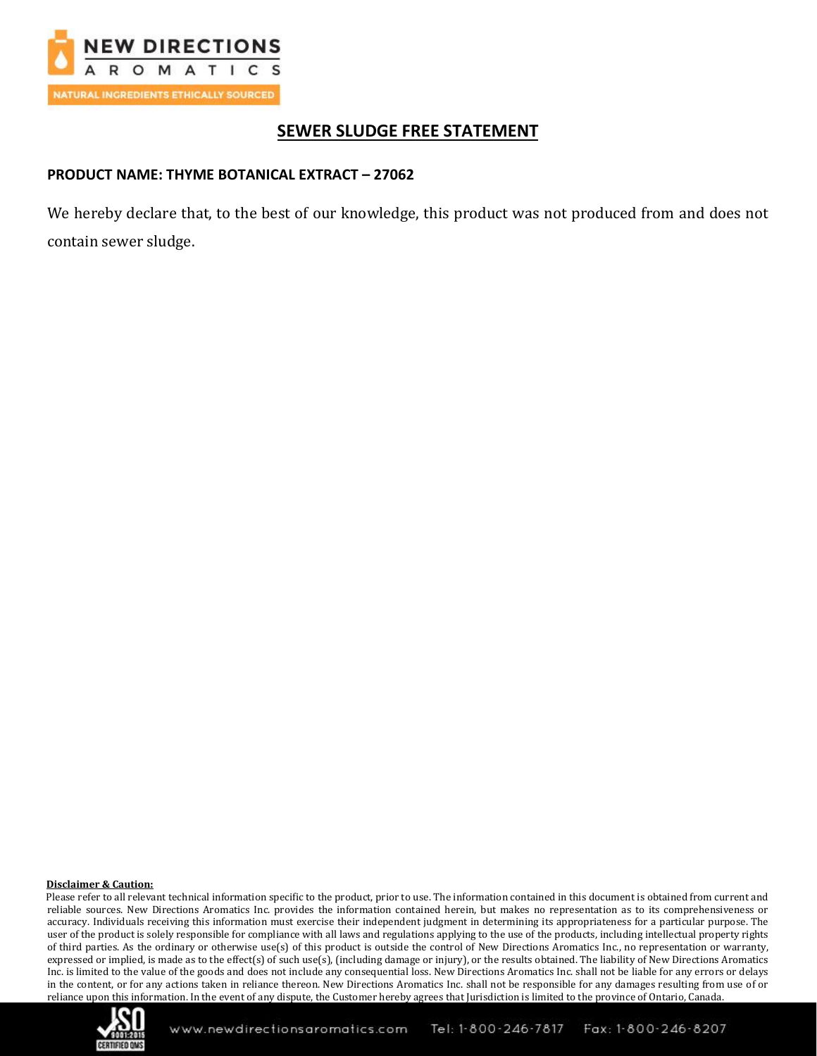# SEWER SLUDGE FREE STATEMENT

**PRODUCT NAME: THYME BOTANICAL EXTRACT – 27062**

We hereby declare that, to the best of our knowledge, this product was not produced from and does not contain sewer sludge.

**Disclaimer & Caution:**

Please refer to all relevant technical information specific to the product, prior to use. The information contained in this document is obtained from current and reliable sources. New Directions Aromatics Inc. provides the information contained herein, but makes no representation as to its comprehensiveness or accuracy. Individuals receiving this information must exercise their independent judgment in determining its appropriateness for a particular purpose. The user of the product is solely responsible for compliance with all laws and regulations applying to the use of the products, including intellectual property rights of third parties. As the ordinary or otherwise use(s) of this product is outside the control of New Directions Aromatics Inc., no representation or warranty, expressed or implied, is made as to the effect(s) of such use(s), (including damage or injury), or the results obtained. The liability of New Directions Aromatics Inc. is limited to the value of the goods and does not include any consequential loss. New Directions Aromatics Inc. shall not be liable for any errors or delays in the content, or for any actions taken in reliance thereon. New Directions Aromatics Inc. shall not be responsible for any damages resulting from use of or reliance upon this information. In the event of any dispute, the Customer hereby agrees that Jurisdiction is limited to the province of Ontario, Canada.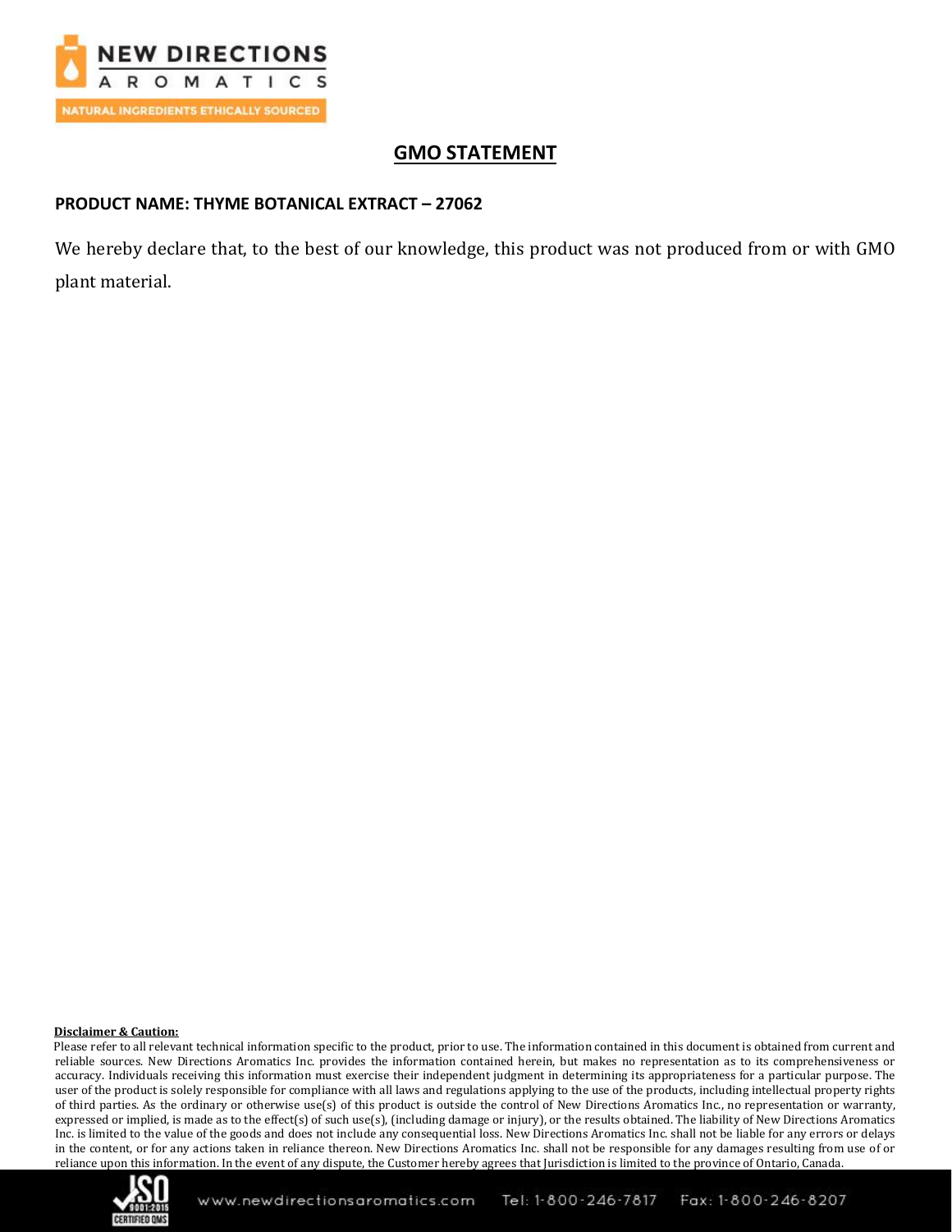## GMO STATEMENT

**PRODUCT NAME: THYME BOTANICAL EXTRACT – 27062**

We hereby declare that, to the best of our knowledge, this product was not produced from or with GMO plant material.

**Disclaimer & Caution:**

Please refer to all relevant technical information specific to the product, prior to use. The information contained in this document is obtained from current and reliable sources. New Directions Aromatics Inc. provides the information contained herein, but makes no representation as to its comprehensiveness or accuracy. Individuals receiving this information must exercise their independent judgment in determining its appropriateness for a particular purpose. The user of the product is solely responsible for compliance with all laws and regulations applying to the use of the products, including intellectual property rights of third parties. As the ordinary or otherwise use(s) of this product is outside the control of New Directions Aromatics Inc., no representation or warranty, expressed or implied, is made as to the effect(s) of such use(s), (including damage or injury), or the results obtained. The liability of New Directions Aromatics Inc. is limited to the value of the goods and does not include any consequential loss. New Directions Aromatics Inc. shall not be liable for any errors or delays in the content, or for any actions taken in reliance thereon. New Directions Aromatics Inc. shall not be responsible for any damages resulting from use of or reliance upon this information. In the event of any dispute, the Customer hereby agrees that Jurisdiction is limited to the province of Ontario, Canada.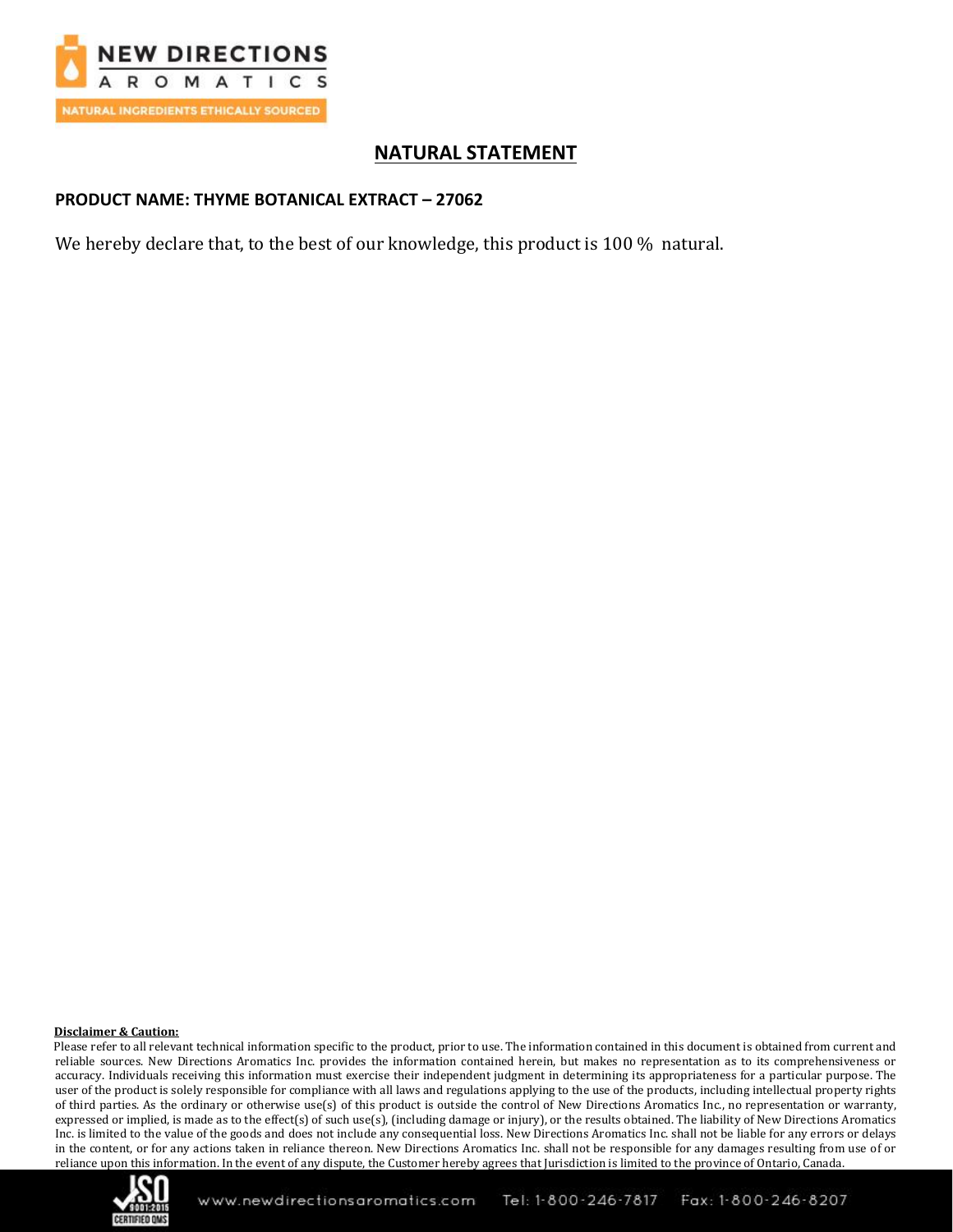## NATURAL STATEMENT

**PRODUCT NAME: THYME BOTANICAL EXTRACT – 27062**

We hereby declare that, to the best of our knowledge, this product is 100 % natural.

**Disclaimer & Caution:**

Please refer to all relevant technical information specific to the product, prior to use. The information contained in this document is obtained from current and reliable sources. New Directions Aromatics Inc. provides the information contained herein, but makes no representation as to its comprehensiveness or accuracy. Individuals receiving this information must exercise their independent judgment in determining its appropriateness for a particular purpose. The user of the product is solely responsible for compliance with all laws and regulations applying to the use of the products, including intellectual property rights of third parties. As the ordinary or otherwise use(s) of this product is outside the control of New Directions Aromatics Inc., no representation or warranty, expressed or implied, is made as to the effect(s) of such use(s), (including damage or injury), or the results obtained. The liability of New Directions Aromatics Inc. is limited to the value of the goods and does not include any consequential loss. New Directions Aromatics Inc. shall not be liable for any errors or delays in the content, or for any actions taken in reliance thereon. New Directions Aromatics Inc. shall not be responsible for any damages resulting from use of or reliance upon this information. In the event of any dispute, the Customer hereby agrees that Jurisdiction is limited to the province of Ontario, Canada.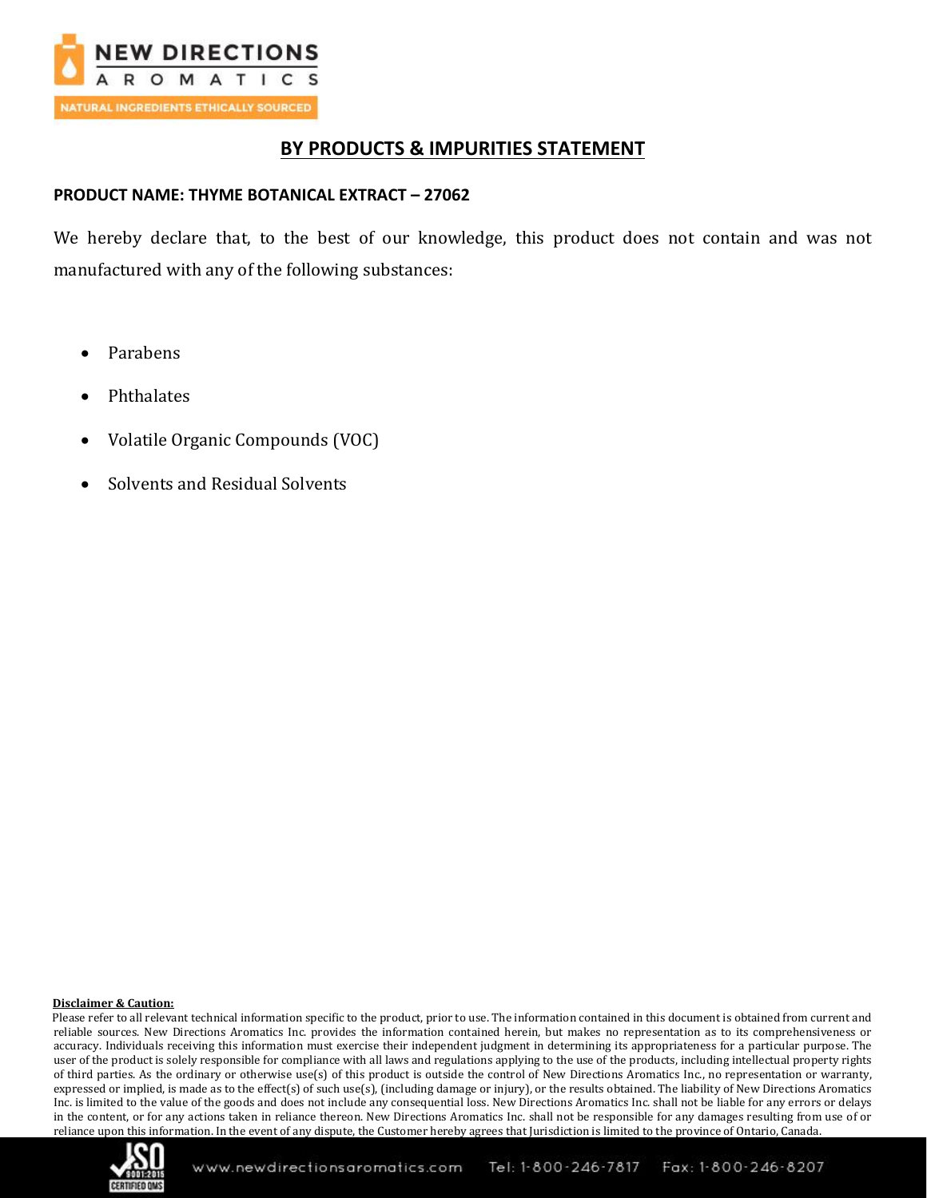# BY PRODUCTS & IMPURITIES STATEMENT

**PRODUCT NAME: THYME BOTANICAL EXTRACT – 27062**

We hereby declare that, to the best of our knowledge, this product does not contain and was not manufactured with any of the following substances:

- Parabens
- Phthalates
- Volatile Organic Compounds (VOC)
- Solvents and Residual Solvents

**Disclaimer & Caution:**

Please refer to all relevant technical information specific to the product, prior to use. The information contained in this document is obtained from current and reliable sources. New Directions Aromatics Inc. provides the information contained herein, but makes no representation as to its comprehensiveness or accuracy. Individuals receiving this information must exercise their independent judgment in determining its appropriateness for a particular purpose. The user of the product is solely responsible for compliance with all laws and regulations applying to the use of the products, including intellectual property rights of third parties. As the ordinary or otherwise use(s) of this product is outside the control of New Directions Aromatics Inc., no representation or warranty, expressed or implied, is made as to the effect(s) of such use(s), (including damage or injury), or the results obtained. The liability of New Directions Aromatics Inc. is limited to the value of the goods and does not include any consequential loss. New Directions Aromatics Inc. shall not be liable for any errors or delays in the content, or for any actions taken in reliance thereon. New Directions Aromatics Inc. shall not be responsible for any damages resulting from use of or reliance upon this information. In the event of any dispute, the Customer hereby agrees that Jurisdiction is limited to the province of Ontario, Canada.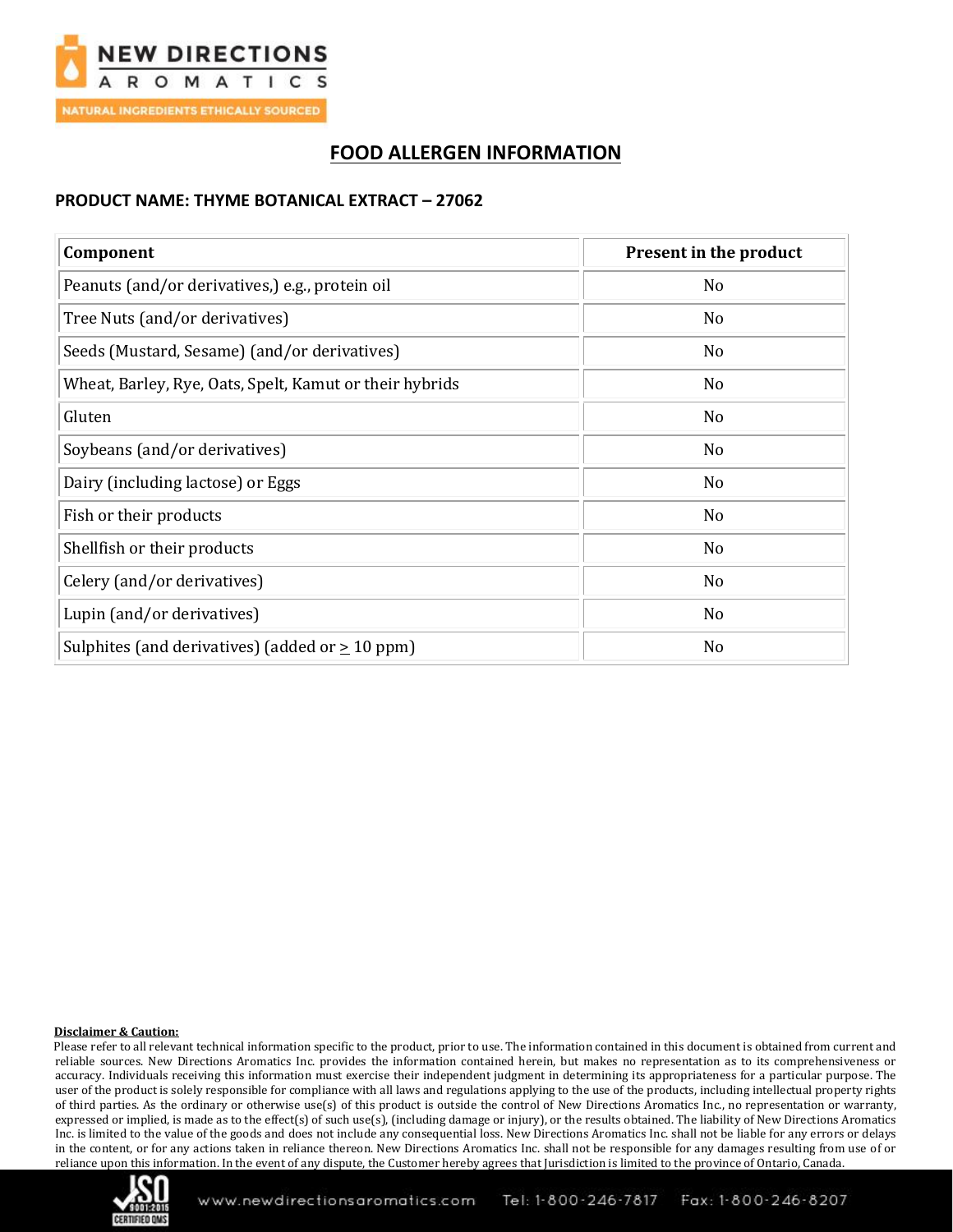## FOOD ALLERGEN INFORMATION

**PRODUCT NAME: THYME BOTANICAL EXTRACT – 27062**

| Component | Present in the product |
|---|---|
| Peanuts (and/or derivatives,) e.g., protein oil | No |
| Tree Nuts (and/or derivatives) | No |
| Seeds (Mustard, Sesame) (and/or derivatives) | No |
| Wheat, Barley, Rye, Oats, Spelt, Kamut or their hybrids | No |
| Gluten | No |
| Soybeans (and/or derivatives) | No |
| Dairy (including lactose) or Eggs | No |
| Fish or their products | No |
| Shellfish or their products | No |
| Celery (and/or derivatives) | No |
| Lupin (and/or derivatives) | No |
| Sulphites (and derivatives) (added or $\geq$ 10 ppm) | No |

**Disclaimer & Caution:**

Please refer to all relevant technical information specific to the product, prior to use. The information contained in this document is obtained from current and reliable sources. New Directions Aromatics Inc. provides the information contained herein, but makes no representation as to its comprehensiveness or accuracy. Individuals receiving this information must exercise their independent judgment in determining its appropriateness for a particular purpose. The user of the product is solely responsible for compliance with all laws and regulations applying to the use of the products, including intellectual property rights of third parties. As the ordinary or otherwise use(s) of this product is outside the control of New Directions Aromatics Inc., no representation or warranty, expressed or implied, is made as to the effect(s) of such use(s), (including damage or injury), or the results obtained. The liability of New Directions Aromatics Inc. is limited to the value of the goods and does not include any consequential loss. New Directions Aromatics Inc. shall not be liable for any errors or delays in the content, or for any actions taken in reliance thereon. New Directions Aromatics Inc. shall not be responsible for any damages resulting from use of or reliance upon this information. In the event of any dispute, the Customer hereby agrees that Jurisdiction is limited to the province of Ontario, Canada.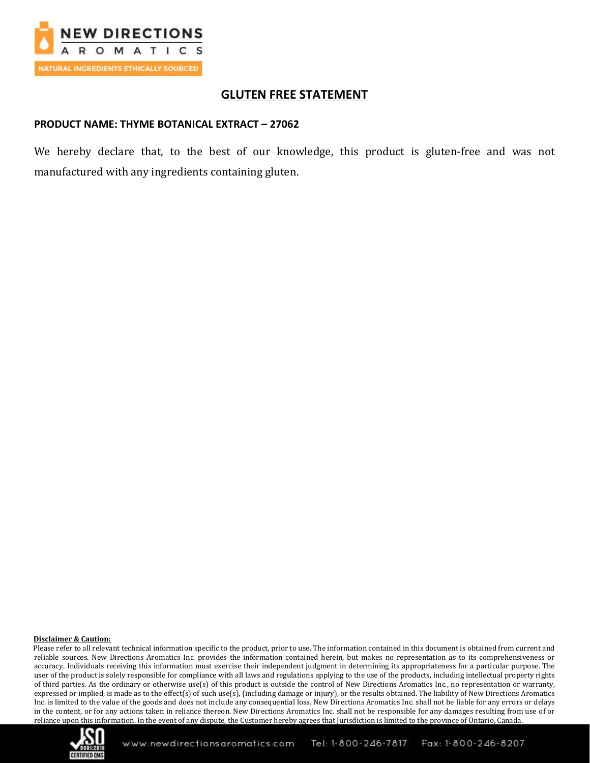## GLUTEN FREE STATEMENT

**PRODUCT NAME: THYME BOTANICAL EXTRACT – 27062**

We hereby declare that, to the best of our knowledge, this product is gluten-free and was not manufactured with any ingredients containing gluten.

**Disclaimer & Caution:**

Please refer to all relevant technical information specific to the product, prior to use. The information contained in this document is obtained from current and reliable sources. New Directions Aromatics Inc. provides the information contained herein, but makes no representation as to its comprehensiveness or accuracy. Individuals receiving this information must exercise their independent judgment in determining its appropriateness for a particular purpose. The user of the product is solely responsible for compliance with all laws and regulations applying to the use of the products, including intellectual property rights of third parties. As the ordinary or otherwise use(s) of this product is outside the control of New Directions Aromatics Inc., no representation or warranty, expressed or implied, is made as to the effect(s) of such use(s), (including damage or injury), or the results obtained. The liability of New Directions Aromatics Inc. is limited to the value of the goods and does not include any consequential loss. New Directions Aromatics Inc. shall not be liable for any errors or delays in the content, or for any actions taken in reliance thereon. New Directions Aromatics Inc. shall not be responsible for any damages resulting from use of or reliance upon this information. In the event of any dispute, the Customer hereby agrees that Jurisdiction is limited to the province of Ontario, Canada.

www.newdirectionsaromatics.com Tel: 1-800-246-7817 Fax: 1-800-246-8207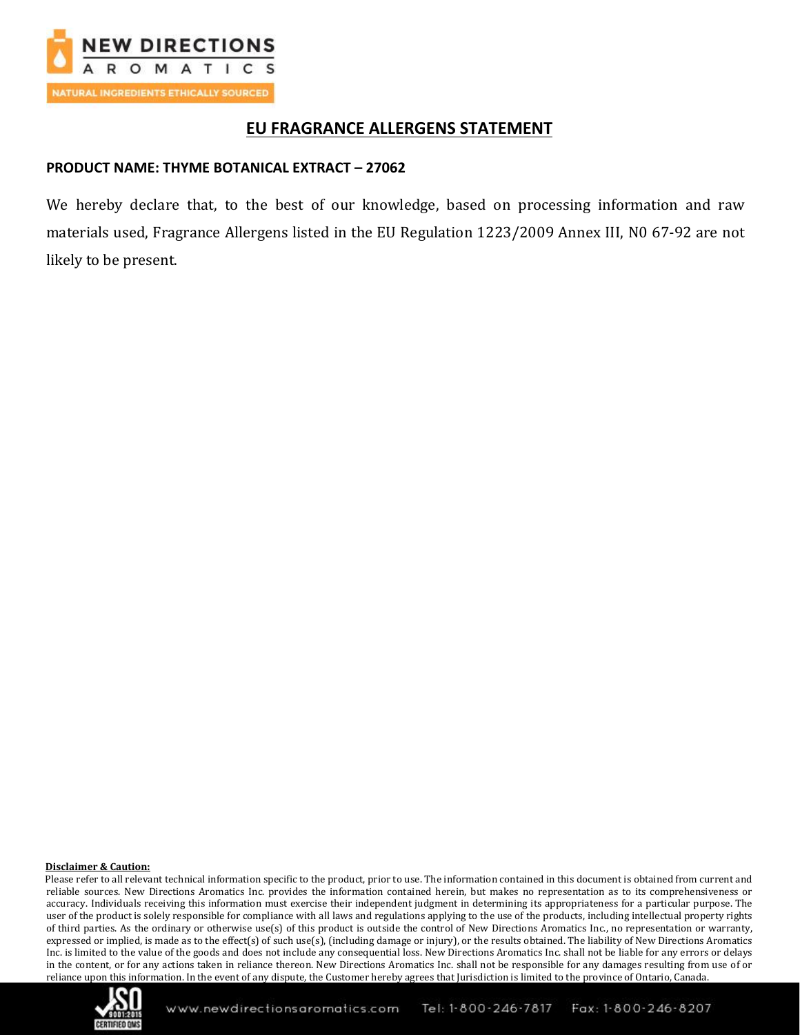# EU FRAGRANCE ALLERGENS STATEMENT

**PRODUCT NAME: THYME BOTANICAL EXTRACT – 27062**

We hereby declare that, to the best of our knowledge, based on processing information and raw materials used, Fragrance Allergens listed in the EU Regulation 1223/2009 Annex III, N0 67-92 are not likely to be present.

**Disclaimer & Caution:**

Please refer to all relevant technical information specific to the product, prior to use. The information contained in this document is obtained from current and reliable sources. New Directions Aromatics Inc. provides the information contained herein, but makes no representation as to its comprehensiveness or accuracy. Individuals receiving this information must exercise their independent judgment in determining its appropriateness for a particular purpose. The user of the product is solely responsible for compliance with all laws and regulations applying to the use of the products, including intellectual property rights of third parties. As the ordinary or otherwise use(s) of this product is outside the control of New Directions Aromatics Inc., no representation or warranty, expressed or implied, is made as to the effect(s) of such use(s), (including damage or injury), or the results obtained. The liability of New Directions Aromatics Inc. is limited to the value of the goods and does not include any consequential loss. New Directions Aromatics Inc. shall not be liable for any errors or delays in the content, or for any actions taken in reliance thereon. New Directions Aromatics Inc. shall not be responsible for any damages resulting from use of or reliance upon this information. In the event of any dispute, the Customer hereby agrees that Jurisdiction is limited to the province of Ontario, Canada.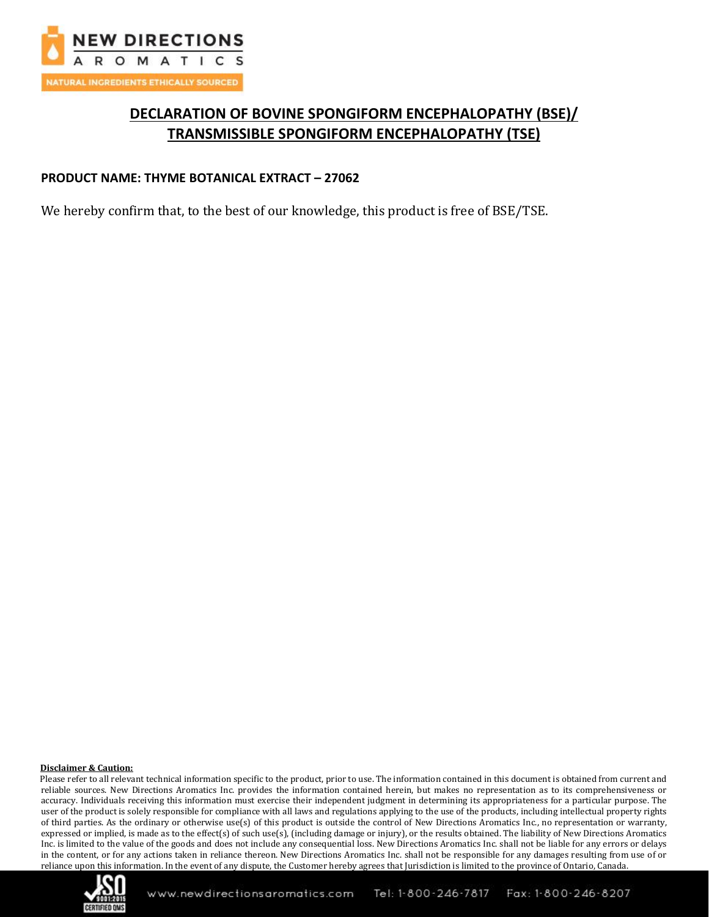# DECLARATION OF BOVINE SPONGIFORM ENCEPHALOPATHY (BSE)/ TRANSMISSIBLE SPONGIFORM ENCEPHALOPATHY (TSE)

**PRODUCT NAME: THYME BOTANICAL EXTRACT – 27062**

We hereby confirm that, to the best of our knowledge, this product is free of BSE/TSE.

**Disclaimer & Caution:**

Please refer to all relevant technical information specific to the product, prior to use. The information contained in this document is obtained from current and reliable sources. New Directions Aromatics Inc. provides the information contained herein, but makes no representation as to its comprehensiveness or accuracy. Individuals receiving this information must exercise their independent judgment in determining its appropriateness for a particular purpose. The user of the product is solely responsible for compliance with all laws and regulations applying to the use of the products, including intellectual property rights of third parties. As the ordinary or otherwise use(s) of this product is outside the control of New Directions Aromatics Inc., no representation or warranty, expressed or implied, is made as to the effect(s) of such use(s), (including damage or injury), or the results obtained. The liability of New Directions Aromatics Inc. is limited to the value of the goods and does not include any consequential loss. New Directions Aromatics Inc. shall not be liable for any errors or delays in the content, or for any actions taken in reliance thereon. New Directions Aromatics Inc. shall not be responsible for any damages resulting from use of or reliance upon this information. In the event of any dispute, the Customer hereby agrees that Jurisdiction is limited to the province of Ontario, Canada.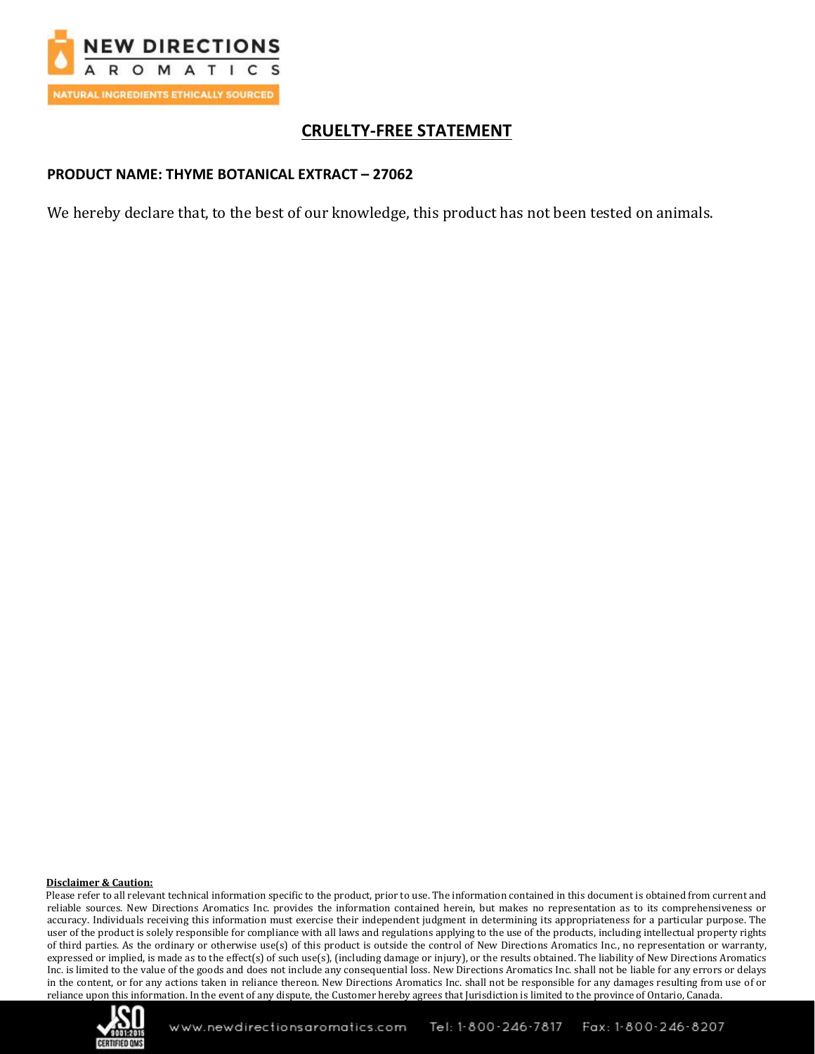## CRUELTY-FREE STATEMENT

**PRODUCT NAME: THYME BOTANICAL EXTRACT – 27062**

We hereby declare that, to the best of our knowledge, this product has not been tested on animals.

**Disclaimer & Caution:**

Please refer to all relevant technical information specific to the product, prior to use. The information contained in this document is obtained from current and reliable sources. New Directions Aromatics Inc. provides the information contained herein, but makes no representation as to its comprehensiveness or accuracy. Individuals receiving this information must exercise their independent judgment in determining its appropriateness for a particular purpose. The user of the product is solely responsible for compliance with all laws and regulations applying to the use of the products, including intellectual property rights of third parties. As the ordinary or otherwise use(s) of this product is outside the control of New Directions Aromatics Inc., no representation or warranty, expressed or implied, is made as to the effect(s) of such use(s), (including damage or injury), or the results obtained. The liability of New Directions Aromatics Inc. is limited to the value of the goods and does not include any consequential loss. New Directions Aromatics Inc. shall not be liable for any errors or delays in the content, or for any actions taken in reliance thereon. New Directions Aromatics Inc. shall not be responsible for any damages resulting from use of or reliance upon this information. In the event of any dispute, the Customer hereby agrees that Jurisdiction is limited to the province of Ontario, Canada.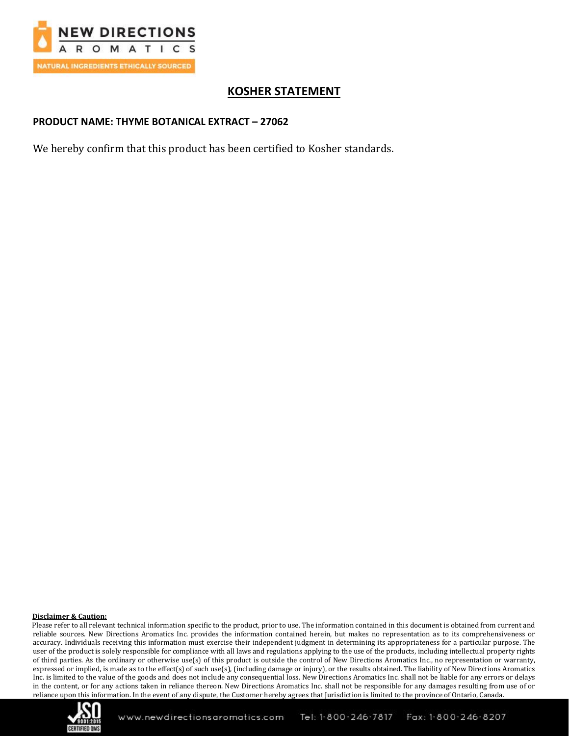# KOSHER STATEMENT

**PRODUCT NAME: THYME BOTANICAL EXTRACT – 27062**

We hereby confirm that this product has been certified to Kosher standards.

**Disclaimer & Caution:**

Please refer to all relevant technical information specific to the product, prior to use. The information contained in this document is obtained from current and reliable sources. New Directions Aromatics Inc. provides the information contained herein, but makes no representation as to its comprehensiveness or accuracy. Individuals receiving this information must exercise their independent judgment in determining its appropriateness for a particular purpose. The user of the product is solely responsible for compliance with all laws and regulations applying to the use of the products, including intellectual property rights of third parties. As the ordinary or otherwise use(s) of this product is outside the control of New Directions Aromatics Inc., no representation or warranty, expressed or implied, is made as to the effect(s) of such use(s), (including damage or injury), or the results obtained. The liability of New Directions Aromatics Inc. is limited to the value of the goods and does not include any consequential loss. New Directions Aromatics Inc. shall not be liable for any errors or delays in the content, or for any actions taken in reliance thereon. New Directions Aromatics Inc. shall not be responsible for any damages resulting from use of or reliance upon this information. In the event of any dispute, the Customer hereby agrees that Jurisdiction is limited to the province of Ontario, Canada.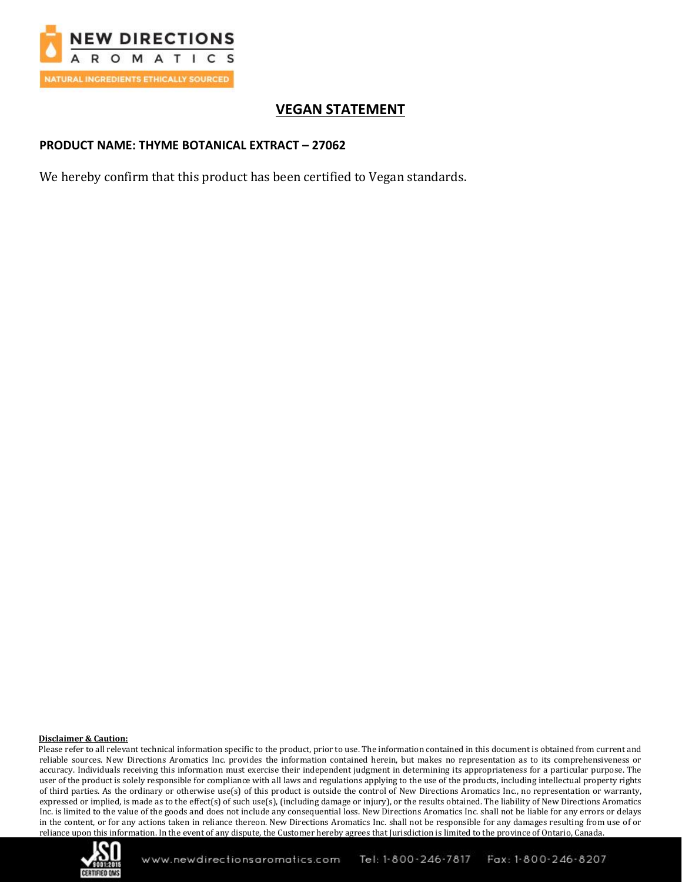# VEGAN STATEMENT

**PRODUCT NAME: THYME BOTANICAL EXTRACT – 27062**

We hereby confirm that this product has been certified to Vegan standards.

**Disclaimer & Caution:**

Please refer to all relevant technical information specific to the product, prior to use. The information contained in this document is obtained from current and reliable sources. New Directions Aromatics Inc. provides the information contained herein, but makes no representation as to its comprehensiveness or accuracy. Individuals receiving this information must exercise their independent judgment in determining its appropriateness for a particular purpose. The user of the product is solely responsible for compliance with all laws and regulations applying to the use of the products, including intellectual property rights of third parties. As the ordinary or otherwise use(s) of this product is outside the control of New Directions Aromatics Inc., no representation or warranty, expressed or implied, is made as to the effect(s) of such use(s), (including damage or injury), or the results obtained. The liability of New Directions Aromatics Inc. is limited to the value of the goods and does not include any consequential loss. New Directions Aromatics Inc. shall not be liable for any errors or delays in the content, or for any actions taken in reliance thereon. New Directions Aromatics Inc. shall not be responsible for any damages resulting from use of or reliance upon this information. In the event of any dispute, the Customer hereby agrees that Jurisdiction is limited to the province of Ontario, Canada.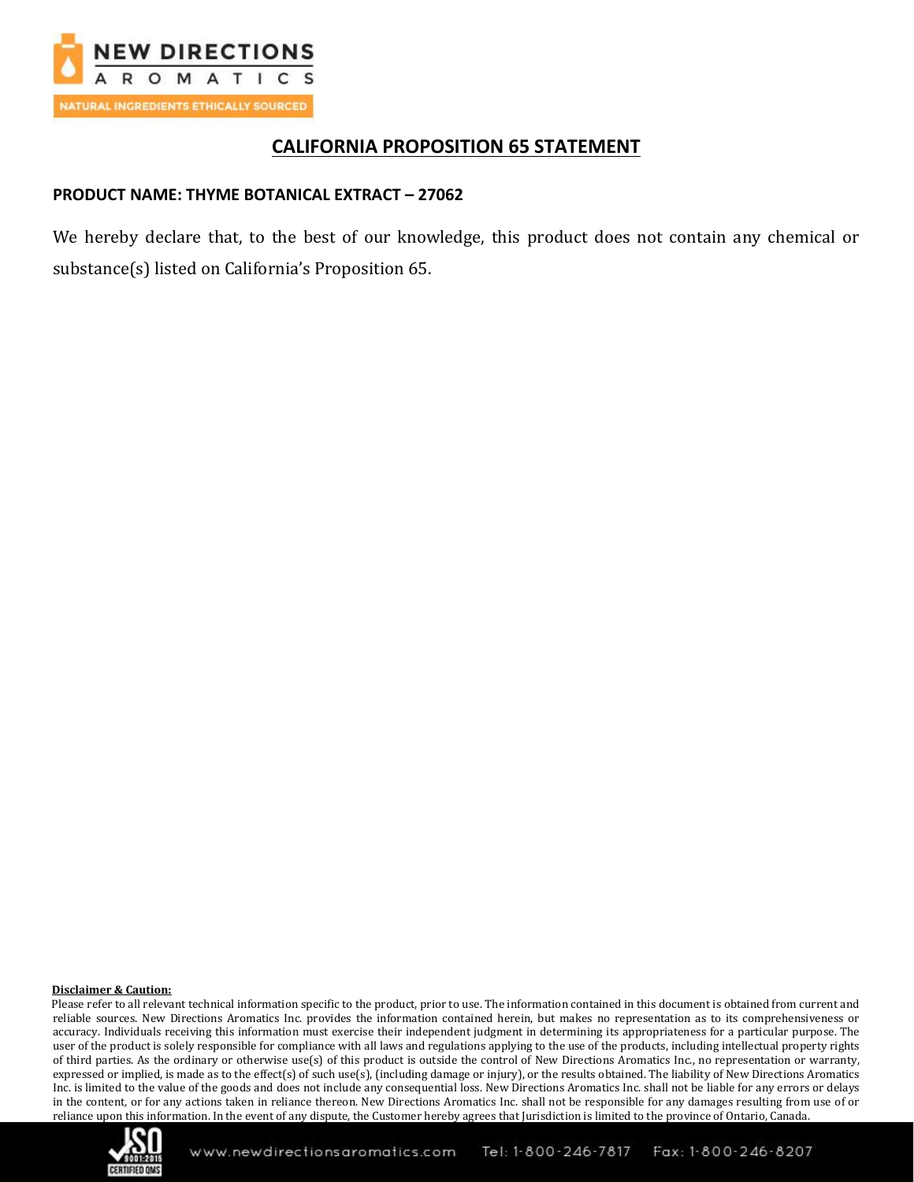# CALIFORNIA PROPOSITION 65 STATEMENT

**PRODUCT NAME: THYME BOTANICAL EXTRACT – 27062**

We hereby declare that, to the best of our knowledge, this product does not contain any chemical or substance(s) listed on California's Proposition 65.

**Disclaimer & Caution:**

Please refer to all relevant technical information specific to the product, prior to use. The information contained in this document is obtained from current and reliable sources. New Directions Aromatics Inc. provides the information contained herein, but makes no representation as to its comprehensiveness or accuracy. Individuals receiving this information must exercise their independent judgment in determining its appropriateness for a particular purpose. The user of the product is solely responsible for compliance with all laws and regulations applying to the use of the products, including intellectual property rights of third parties. As the ordinary or otherwise use(s) of this product is outside the control of New Directions Aromatics Inc., no representation or warranty, expressed or implied, is made as to the effect(s) of such use(s), (including damage or injury), or the results obtained. The liability of New Directions Aromatics Inc. is limited to the value of the goods and does not include any consequential loss. New Directions Aromatics Inc. shall not be liable for any errors or delays in the content, or for any actions taken in reliance thereon. New Directions Aromatics Inc. shall not be responsible for any damages resulting from use of or reliance upon this information. In the event of any dispute, the Customer hereby agrees that Jurisdiction is limited to the province of Ontario, Canada.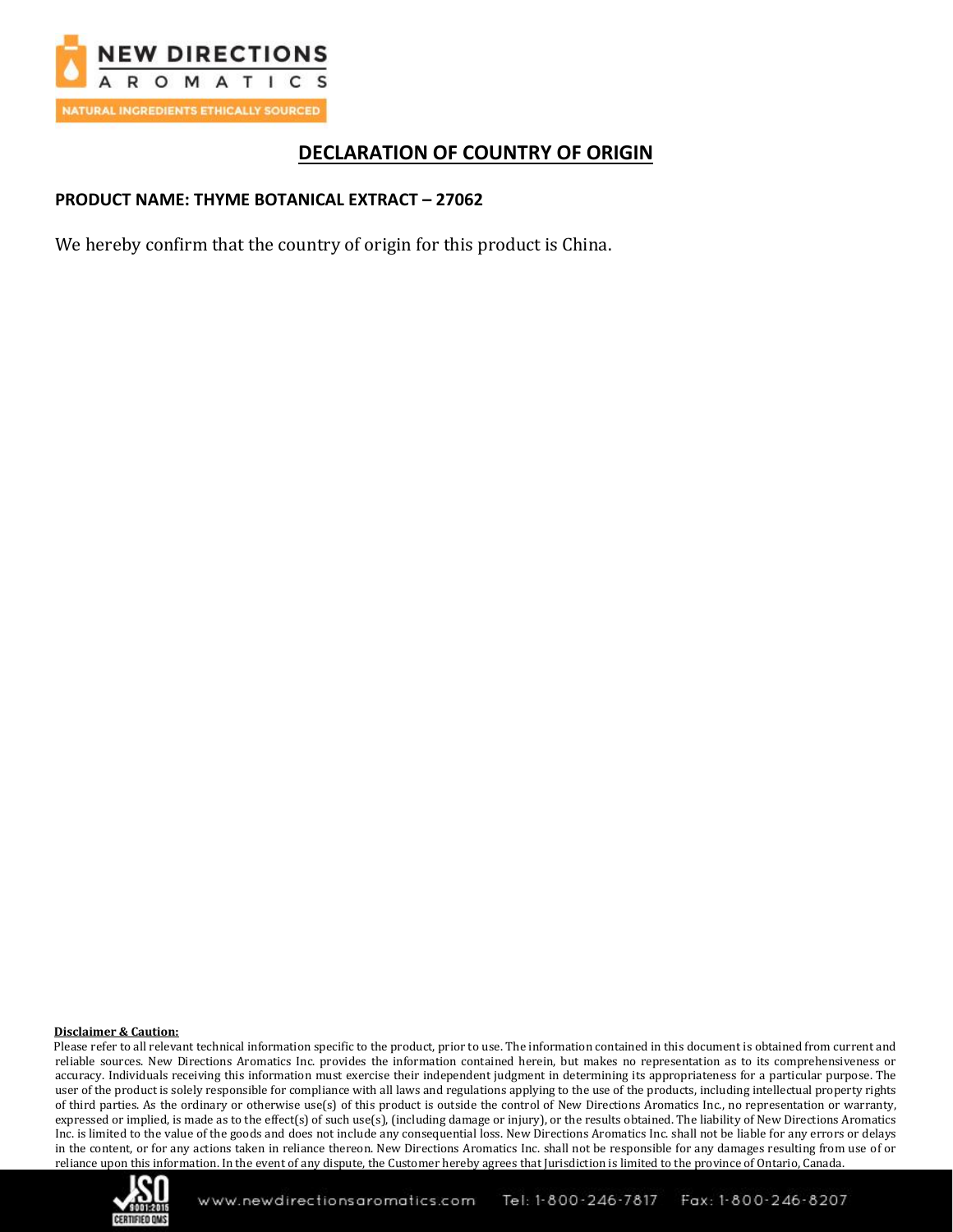# DECLARATION OF COUNTRY OF ORIGIN

**PRODUCT NAME: THYME BOTANICAL EXTRACT – 27062**

We hereby confirm that the country of origin for this product is China.

**Disclaimer & Caution:**

Please refer to all relevant technical information specific to the product, prior to use. The information contained in this document is obtained from current and reliable sources. New Directions Aromatics Inc. provides the information contained herein, but makes no representation as to its comprehensiveness or accuracy. Individuals receiving this information must exercise their independent judgment in determining its appropriateness for a particular purpose. The user of the product is solely responsible for compliance with all laws and regulations applying to the use of the products, including intellectual property rights of third parties. As the ordinary or otherwise use(s) of this product is outside the control of New Directions Aromatics Inc., no representation or warranty, expressed or implied, is made as to the effect(s) of such use(s), (including damage or injury), or the results obtained. The liability of New Directions Aromatics Inc. is limited to the value of the goods and does not include any consequential loss. New Directions Aromatics Inc. shall not be liable for any errors or delays in the content, or for any actions taken in reliance thereon. New Directions Aromatics Inc. shall not be responsible for any damages resulting from use of or reliance upon this information. In the event of any dispute, the Customer hereby agrees that Jurisdiction is limited to the province of Ontario, Canada.